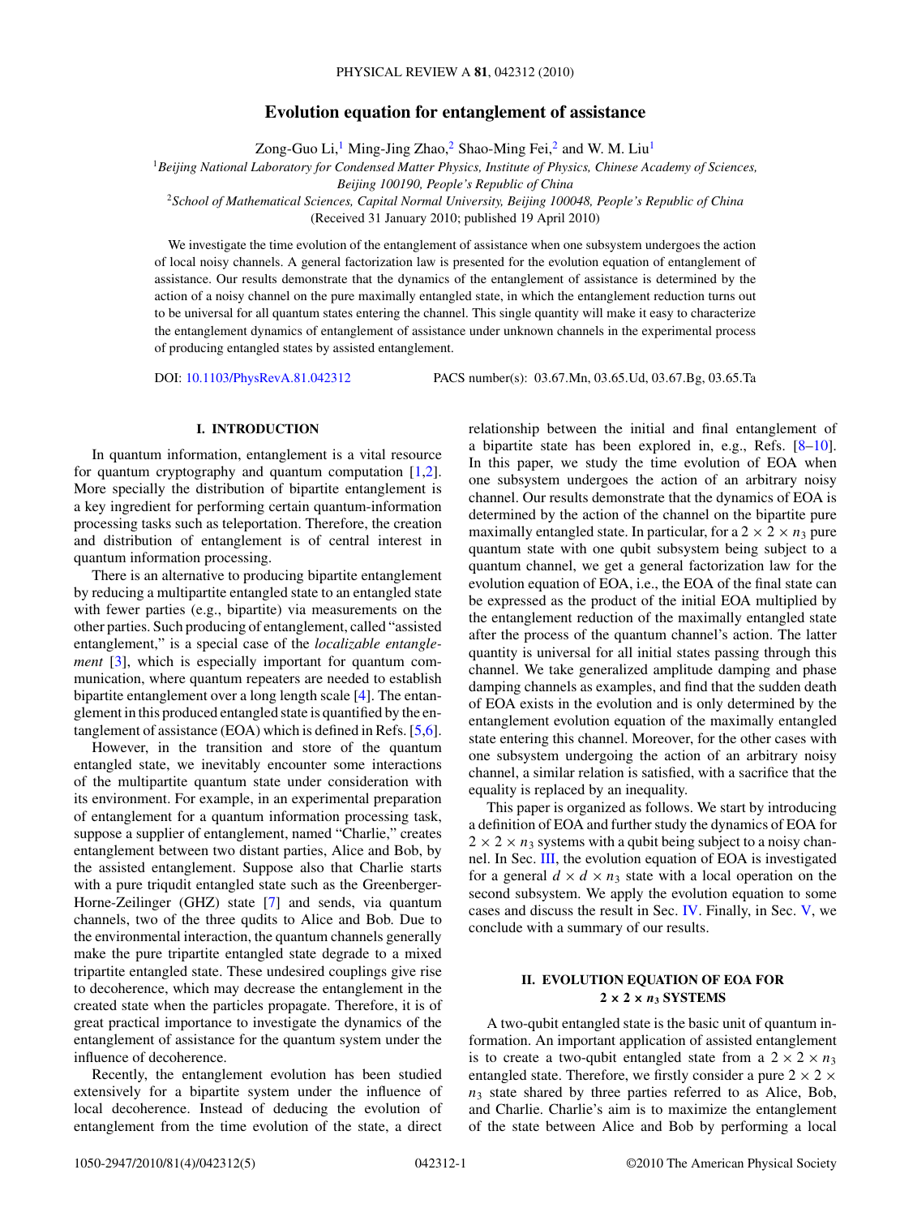# Evolution equation for entanglement of assistance

Zong-Guo Li,[1] Ming-Jing Zhao,[2] Shao-Ming Fei,[2] and W. M. Liu[1]

[1]*Beijing National Laboratory for Condensed Matter Physics, Institute of Physics, Chinese Academy of Sciences, Beijing 100190, People's Republic of China*

[2]*School of Mathematical Sciences, Capital Normal University, Beijing 100048, People's Republic of China*

(Received 31 January 2010; published 19 April 2010)

We investigate the time evolution of the entanglement of assistance when one subsystem undergoes the action of local noisy channels. A general factorization law is presented for the evolution equation of entanglement of assistance. Our results demonstrate that the dynamics of the entanglement of assistance is determined by the action of a noisy channel on the pure maximally entangled state, in which the entanglement reduction turns out to be universal for all quantum states entering the channel. This single quantity will make it easy to characterize the entanglement dynamics of entanglement of assistance under unknown channels in the experimental process of producing entangled states by assisted entanglement.

DOI: 10.1103/PhysRevA.81.042312 PACS number(s): 03.67.Mn, 03.65.Ud, 03.67.Bg, 03.65.Ta

## I. INTRODUCTION

In quantum information, entanglement is a vital resource for quantum cryptography and quantum computation [1,2]. More specially the distribution of bipartite entanglement is a key ingredient for performing certain quantum-information processing tasks such as teleportation. Therefore, the creation and distribution of entanglement is of central interest in quantum information processing.

There is an alternative to producing bipartite entanglement by reducing a multipartite entangled state to an entangled state with fewer parties (e.g., bipartite) via measurements on the other parties. Such producing of entanglement, called "assisted entanglement," is a special case of the *localizable entanglement* [3], which is especially important for quantum communication, where quantum repeaters are needed to establish bipartite entanglement over a long length scale [4]. The entanglement in this produced entangled state is quantified by the entanglement of assistance (EOA) which is defined in Refs. [5,6].

However, in the transition and store of the quantum entangled state, we inevitably encounter some interactions of the multipartite quantum state under consideration with its environment. For example, in an experimental preparation of entanglement for a quantum information processing task, suppose a supplier of entanglement, named "Charlie," creates entanglement between two distant parties, Alice and Bob, by the assisted entanglement. Suppose also that Charlie starts with a pure triqudit entangled state such as the Greenberger-Horne-Zeilinger (GHZ) state [7] and sends, via quantum channels, two of the three qudits to Alice and Bob. Due to the environmental interaction, the quantum channels generally make the pure tripartite entangled state degrade to a mixed tripartite entangled state. These undesired couplings give rise to decoherence, which may decrease the entanglement in the created state when the particles propagate. Therefore, it is of great practical importance to investigate the dynamics of the entanglement of assistance for the quantum system under the influence of decoherence.

Recently, the entanglement evolution has been studied extensively for a bipartite system under the influence of local decoherence. Instead of deducing the evolution of entanglement from the time evolution of the state, a direct relationship between the initial and final entanglement of a bipartite state has been explored in, e.g., Refs. [8–10]. In this paper, we study the time evolution of EOA when one subsystem undergoes the action of an arbitrary noisy channel. Our results demonstrate that the dynamics of EOA is determined by the action of the channel on the bipartite pure maximally entangled state. In particular, for a $2 \times 2 \times n_3$ pure quantum state with one qubit subsystem being subject to a quantum channel, we get a general factorization law for the evolution equation of EOA, i.e., the EOA of the final state can be expressed as the product of the initial EOA multiplied by the entanglement reduction of the maximally entangled state after the process of the quantum channel's action. The latter quantity is universal for all initial states passing through this channel. We take generalized amplitude damping and phase damping channels as examples, and find that the sudden death of EOA exists in the evolution and is only determined by the entanglement evolution equation of the maximally entangled state entering this channel. Moreover, for the other cases with one subsystem undergoing the action of an arbitrary noisy channel, a similar relation is satisfied, with a sacrifice that the equality is replaced by an inequality.

This paper is organized as follows. We start by introducing a definition of EOA and further study the dynamics of EOA for $2 \times 2 \times n_3$ systems with a qubit being subject to a noisy channel. In Sec. III, the evolution equation of EOA is investigated for a general $d \times d \times n_3$ state with a local operation on the second subsystem. We apply the evolution equation to some cases and discuss the result in Sec. IV. Finally, in Sec. V, we conclude with a summary of our results.

## II. EVOLUTION EQUATION OF EOA FOR $2 \times 2 \times n_3$ SYSTEMS

A two-qubit entangled state is the basic unit of quantum information. An important application of assisted entanglement is to create a two-qubit entangled state from a $2 \times 2 \times n_3$ entangled state. Therefore, we firstly consider a pure $2 \times 2 \times n_3$ state shared by three parties referred to as Alice, Bob, and Charlie. Charlie's aim is to maximize the entanglement of the state between Alice and Bob by performing a local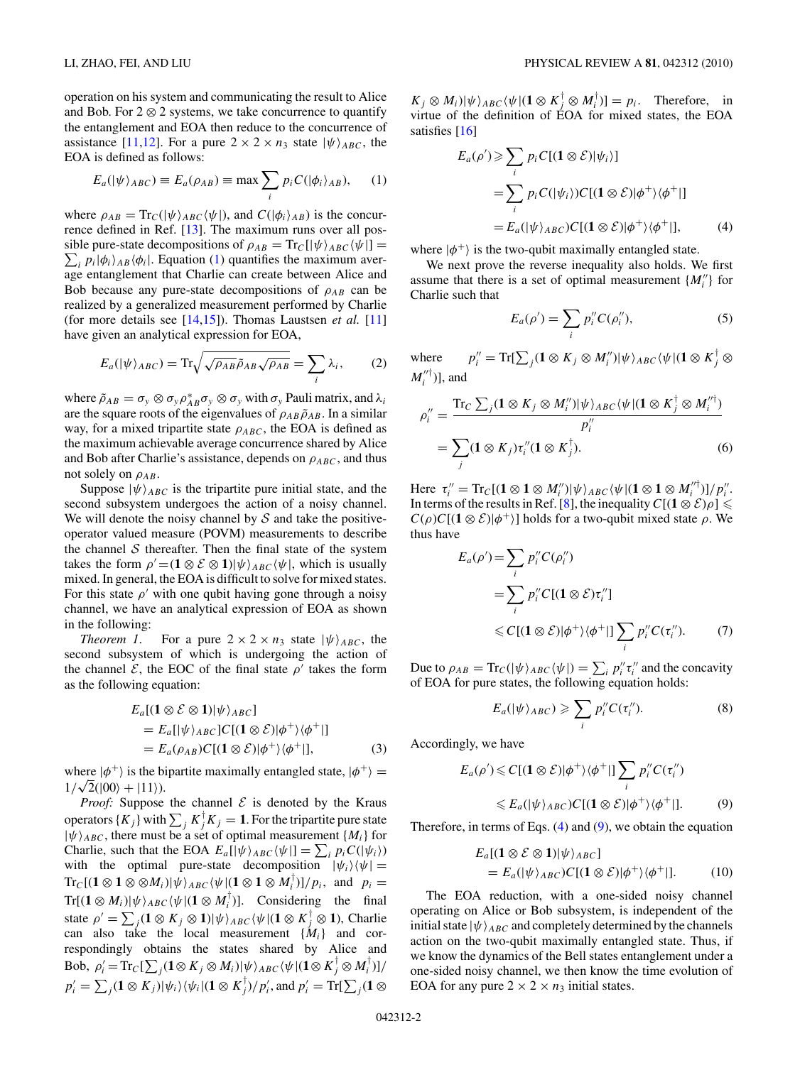operation on his system and communicating the result to Alice and Bob. For $2 \otimes 2$ systems, we take concurrence to quantify the entanglement and EOA then reduce to the concurrence of assistance [11,12]. For a pure $2 \times 2 \times n_3$ state $|\psi\rangle_{ABC}$, the EOA is defined as follows:

$$E_a(|\psi\rangle_{ABC}) \equiv E_a(\rho_{AB}) \equiv \max \sum_i p_i C(|\phi_i\rangle_{AB}), \qquad (1)$$

where $\rho_{AB} = \mathrm{Tr}_C(|\psi\rangle_{ABC}\langle\psi|)$, and $C(|\phi_i\rangle_{AB})$ is the concurrence defined in Ref. [13]. The maximum runs over all possible pure-state decompositions of $\rho_{AB} = \mathrm{Tr}_C[|\psi\rangle_{ABC}\langle\psi|] = \sum_i p_i|\phi_i\rangle_{AB}\langle\phi_i|$. Equation (1) quantifies the maximum average entanglement that Charlie can create between Alice and Bob because any pure-state decompositions of $\rho_{AB}$ can be realized by a generalized measurement performed by Charlie (for more details see [14,15]). Thomas Laustsen *et al.* [11] have given an analytical expression for EOA,

$$E_a(|\psi\rangle_{ABC}) = \mathrm{Tr}\sqrt{\sqrt{\rho_{AB}}\tilde{\rho}_{AB}\sqrt{\rho_{AB}}} = \sum_i \lambda_i, \qquad (2)$$

where $\tilde{\rho}_{AB} = \sigma_y \otimes \sigma_y \rho^*_{AB}\sigma_y \otimes \sigma_y$ with $\sigma_y$ Pauli matrix, and $\lambda_i$ are the square roots of the eigenvalues of $\rho_{AB}\tilde{\rho}_{AB}$. In a similar way, for a mixed tripartite state $\rho_{ABC}$, the EOA is defined as the maximum achievable average concurrence shared by Alice and Bob after Charlie's assistance, depends on $\rho_{ABC}$, and thus not solely on $\rho_{AB}$.

Suppose $|\psi\rangle_{ABC}$ is the tripartite pure initial state, and the second subsystem undergoes the action of a noisy channel. We will denote the noisy channel by $\mathcal{S}$ and take the positive-operator valued measure (POVM) measurements to describe the channel $\mathcal{S}$ thereafter. Then the final state of the system takes the form $\rho' = (\mathbf{1} \otimes \mathcal{E} \otimes \mathbf{1})|\psi\rangle_{ABC}\langle\psi|$, which is usually mixed. In general, the EOA is difficult to solve for mixed states. For this state $\rho'$ with one qubit having gone through a noisy channel, we have an analytical expression of EOA as shown in the following:

*Theorem 1.* For a pure $2 \times 2 \times n_3$ state $|\psi\rangle_{ABC}$, the second subsystem of which is undergoing the action of the channel $\mathcal{E}$, the EOC of the final state $\rho'$ takes the form as the following equation:

$$\begin{aligned} &E_a[(\mathbf{1} \otimes \mathcal{E} \otimes \mathbf{1})|\psi\rangle_{ABC}] \\ &\quad = E_a[|\psi\rangle_{ABC}]C[(\mathbf{1} \otimes \mathcal{E})|\phi^+\rangle\langle\phi^+|] \\ &\quad = E_a(\rho_{AB})C[(\mathbf{1} \otimes \mathcal{E})|\phi^+\rangle\langle\phi^+|], \end{aligned} \qquad (3)$$

where $|\phi^+\rangle$ is the bipartite maximally entangled state, $|\phi^+\rangle = 1/\sqrt{2}(|00\rangle + |11\rangle)$.

*Proof:* Suppose the channel $\mathcal{E}$ is denoted by the Kraus operators $\{K_j\}$ with $\sum_j K_j^\dagger K_j = \mathbf{1}$. For the tripartite pure state $|\psi\rangle_{ABC}$, there must be a set of optimal measurement $\{M_i\}$ for Charlie, such that the EOA $E_a[|\psi\rangle_{ABC}\langle\psi|] = \sum_i p_i C(|\psi_i\rangle)$ with the optimal pure-state decomposition $|\psi_i\rangle\langle\psi| = \mathrm{Tr}_C[(\mathbf{1} \otimes \mathbf{1} \otimes \otimes M_i)|\psi\rangle_{ABC}\langle\psi|(\mathbf{1} \otimes \mathbf{1} \otimes M_i^\dagger)]/p_i$, and $p_i = \mathrm{Tr}[(\mathbf{1} \otimes M_i)|\psi\rangle_{ABC}\langle\psi|(\mathbf{1} \otimes M_i^\dagger)]$. Considering the final state $\rho' = \sum_j (\mathbf{1} \otimes K_j \otimes \mathbf{1})|\psi\rangle_{ABC}\langle\psi|(\mathbf{1} \otimes K_j^\dagger \otimes \mathbf{1})$, Charlie can also take the local measurement $\{M_i\}$ and correspondingly obtains the states shared by Alice and Bob, $\rho_i' = \mathrm{Tr}_C[\sum_j(\mathbf{1} \otimes K_j \otimes M_i)|\psi\rangle_{ABC}\langle\psi|(\mathbf{1} \otimes K_j^\dagger \otimes M_i^\dagger)]/p_i' = \sum_j(\mathbf{1} \otimes K_j)|\psi_i\rangle\langle\psi_i|(\mathbf{1} \otimes K_j^\dagger)/p_i'$, and $p_i' = \mathrm{Tr}[\sum_j(\mathbf{1} \otimes K_j \otimes M_i)|\psi\rangle_{ABC}\langle\psi|(\mathbf{1} \otimes K_j^\dagger \otimes M_i^\dagger)] = p_i$. Therefore, in virtue of the definition of EOA for mixed states, the EOA satisfies [16]

$$\begin{aligned} E_a(\rho') &\geqslant \sum_i p_i C[(\mathbf{1} \otimes \mathcal{E})|\psi_i\rangle] \\ &= \sum_i p_i C(|\psi_i\rangle)C[(\mathbf{1} \otimes \mathcal{E})|\phi^+\rangle\langle\phi^+|] \\ &= E_a(|\psi\rangle_{ABC})C[(\mathbf{1} \otimes \mathcal{E})|\phi^+\rangle\langle\phi^+|], \end{aligned} \qquad (4)$$

where $|\phi^+\rangle$ is the two-qubit maximally entangled state.

We next prove the reverse inequality also holds. We first assume that there is a set of optimal measurement $\{M_i''\}$ for Charlie such that

$$E_a(\rho') = \sum_i p_i'' C(\rho_i''), \qquad (5)$$

where $p_i'' = \mathrm{Tr}[\sum_j(\mathbf{1} \otimes K_j \otimes M_i'')|\psi\rangle_{ABC}\langle\psi|(\mathbf{1} \otimes K_j^\dagger \otimes M_i''^\dagger)]$, and

$$\begin{aligned} \rho_i'' &= \frac{\mathrm{Tr}_C \sum_j(\mathbf{1} \otimes K_j \otimes M_i'')|\psi\rangle_{ABC}\langle\psi|(\mathbf{1} \otimes K_j^\dagger \otimes M_i''^\dagger)}{p_i''} \\ &= \sum_j(\mathbf{1} \otimes K_j)\tau_i''(\mathbf{1} \otimes K_j^\dagger). \end{aligned} \qquad (6)$$

Here $\tau_i'' = \mathrm{Tr}_C[(\mathbf{1} \otimes \mathbf{1} \otimes M_i'')|\psi\rangle_{ABC}\langle\psi|(\mathbf{1} \otimes \mathbf{1} \otimes M_i''^\dagger)]/p_i''$. In terms of the results in Ref. [8], the inequality $C[(\mathbf{1} \otimes \mathcal{E})\rho] \leqslant C(\rho)C[(\mathbf{1} \otimes \mathcal{E})|\phi^+\rangle]$ holds for a two-qubit mixed state $\rho$. We thus have

$$\begin{aligned} E_a(\rho') &= \sum_i p_i'' C(\rho_i'') \\ &= \sum_i p_i'' C[(\mathbf{1} \otimes \mathcal{E})\tau_i''] \\ &\leqslant C[(\mathbf{1} \otimes \mathcal{E})|\phi^+\rangle\langle\phi^+|]\sum_i p_i'' C(\tau_i''). \end{aligned} \qquad (7)$$

Due to $\rho_{AB} = \mathrm{Tr}_C(|\psi\rangle_{ABC}\langle\psi|) = \sum_i p_i''\tau_i''$ and the concavity of EOA for pure states, the following equation holds:

$$E_a(|\psi\rangle_{ABC}) \geqslant \sum_i p_i'' C(\tau_i''). \qquad (8)$$

Accordingly, we have

$$\begin{aligned} E_a(\rho') &\leqslant C[(\mathbf{1} \otimes \mathcal{E})|\phi^+\rangle\langle\phi^+|]\sum_i p_i'' C(\tau_i'') \\ &\leqslant E_a(|\psi\rangle_{ABC})C[(\mathbf{1} \otimes \mathcal{E})|\phi^+\rangle\langle\phi^+|]. \end{aligned} \qquad (9)$$

Therefore, in terms of Eqs. (4) and (9), we obtain the equation

$$\begin{aligned} &E_a[(\mathbf{1} \otimes \mathcal{E} \otimes \mathbf{1})|\psi\rangle_{ABC}] \\ &\quad = E_a(|\psi\rangle_{ABC})C[(\mathbf{1} \otimes \mathcal{E})|\phi^+\rangle\langle\phi^+|]. \end{aligned} \qquad (10)$$

The EOA reduction, with a one-sided noisy channel operating on Alice or Bob subsystem, is independent of the initial state $|\psi\rangle_{ABC}$ and completely determined by the channels action on the two-qubit maximally entangled state. Thus, if we know the dynamics of the Bell states entanglement under a one-sided noisy channel, we then know the time evolution of EOA for any pure $2 \times 2 \times n_3$ initial states.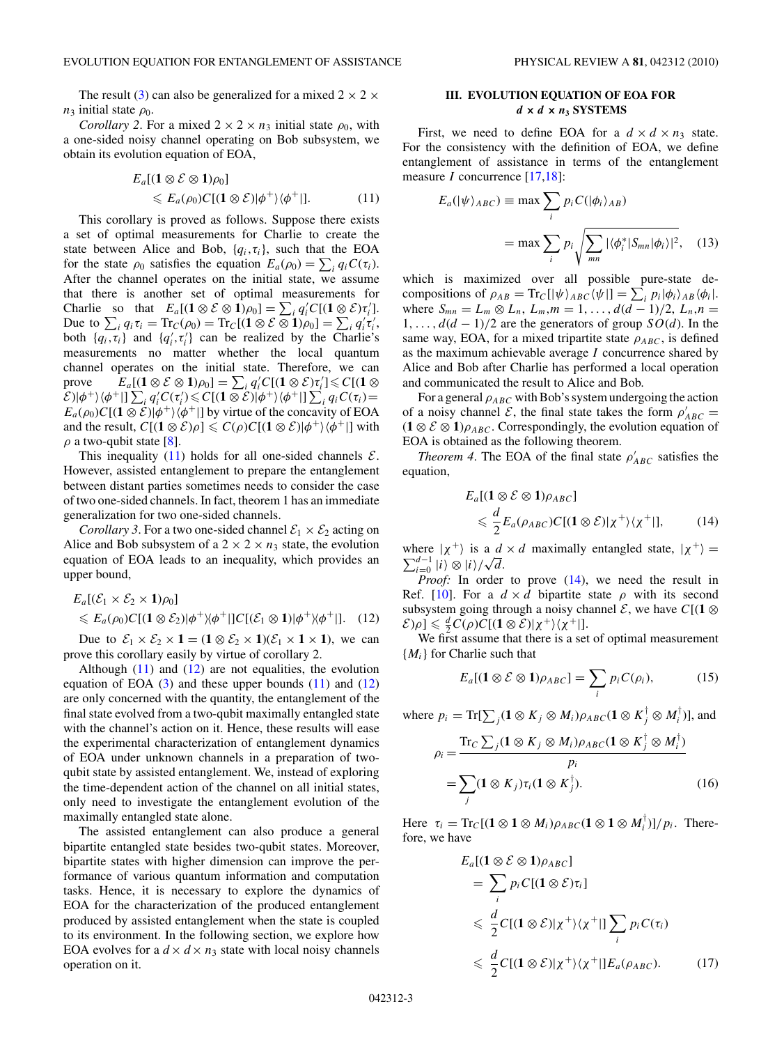The result (3) can also be generalized for a mixed $2 \times 2 \times n_3$ initial state $\rho_0$.

*Corollary 2*. For a mixed $2 \times 2 \times n_3$ initial state $\rho_0$, with a one-sided noisy channel operating on Bob subsystem, we obtain its evolution equation of EOA,

$$E_a[(\mathbf{1} \otimes \mathcal{E} \otimes \mathbf{1})\rho_0] \leqslant E_a(\rho_0) C[(\mathbf{1} \otimes \mathcal{E})|\phi^+\rangle\langle\phi^+|]. \tag{11}$$

This corollary is proved as follows. Suppose there exists a set of optimal measurements for Charlie to create the state between Alice and Bob, $\{q_i, \tau_i\}$, such that the EOA for the state $\rho_0$ satisfies the equation $E_a(\rho_0) = \sum_i q_i C(\tau_i)$. After the channel operates on the initial state, we assume that there is another set of optimal measurements for Charlie so that $E_a[(\mathbf{1} \otimes \mathcal{E} \otimes \mathbf{1})\rho_0] = \sum_i q_i' C[(\mathbf{1} \otimes \mathcal{E})\tau_i']$. Due to $\sum_i q_i \tau_i = \mathrm{Tr}_C(\rho_0) = \mathrm{Tr}_C[(\mathbf{1} \otimes \mathcal{E} \otimes \mathbf{1})\rho_0] = \sum_i q_i' \tau_i'$, both $\{q_i, \tau_i\}$ and $\{q_i', \tau_i'\}$ can be realized by the Charlie's measurements no matter whether the local quantum channel operates on the initial state. Therefore, we can prove $E_a[(\mathbf{1} \otimes \mathcal{E} \otimes \mathbf{1})\rho_0] = \sum_i q_i' C[(\mathbf{1} \otimes \mathcal{E})\tau_i'] \leqslant C[(\mathbf{1} \otimes \mathcal{E})|\phi^+\rangle\langle\phi^+|] \sum_i q_i' C(\tau_i') \leqslant C[(\mathbf{1} \otimes \mathcal{E})|\phi^+\rangle\langle\phi^+|] \sum_i q_i C(\tau_i) = E_a(\rho_0) C[(\mathbf{1} \otimes \mathcal{E})|\phi^+\rangle\langle\phi^+|]$ by virtue of the concavity of EOA and the result, $C[(\mathbf{1} \otimes \mathcal{E})\rho] \leqslant C(\rho) C[(\mathbf{1} \otimes \mathcal{E})|\phi^+\rangle\langle\phi^+|]$ with $\rho$ a two-qubit state [8].

This inequality (11) holds for all one-sided channels $\mathcal{E}$. However, assisted entanglement to prepare the entanglement between distant parties sometimes needs to consider the case of two one-sided channels. In fact, theorem 1 has an immediate generalization for two one-sided channels.

*Corollary 3*. For a two one-sided channel $\mathcal{E}_1 \times \mathcal{E}_2$ acting on Alice and Bob subsystem of a $2 \times 2 \times n_3$ state, the evolution equation of EOA leads to an inequality, which provides an upper bound,

$$E_a[(\mathcal{E}_1 \times \mathcal{E}_2 \times \mathbf{1})\rho_0] \leqslant E_a(\rho_0) C[(\mathbf{1} \otimes \mathcal{E}_2)|\phi^+\rangle\langle\phi^+|] C[(\mathcal{E}_1 \otimes \mathbf{1})|\phi^+\rangle\langle\phi^+|]. \tag{12}$$

Due to $\mathcal{E}_1 \times \mathcal{E}_2 \times \mathbf{1} = (\mathbf{1} \otimes \mathcal{E}_2 \times \mathbf{1})(\mathcal{E}_1 \times \mathbf{1} \times \mathbf{1})$, we can prove this corollary easily by virtue of corollary 2.

Although (11) and (12) are not equalities, the evolution equation of EOA (3) and these upper bounds (11) and (12) are only concerned with the quantity, the entanglement of the final state evolved from a two-qubit maximally entangled state with the channel's action on it. Hence, these results will ease the experimental characterization of entanglement dynamics of EOA under unknown channels in a preparation of two-qubit state by assisted entanglement. We, instead of exploring the time-dependent action of the channel on all initial states, only need to investigate the entanglement evolution of the maximally entangled state alone.

The assisted entanglement can also produce a general bipartite entangled state besides two-qubit states. Moreover, bipartite states with higher dimension can improve the performance of various quantum information and computation tasks. Hence, it is necessary to explore the dynamics of EOA for the characterization of the produced entanglement produced by assisted entanglement when the state is coupled to its environment. In the following section, we explore how EOA evolves for a $d \times d \times n_3$ state with local noisy channels operation on it.

## III. EVOLUTION EQUATION OF EOA FOR $d \times d \times n_3$ SYSTEMS

First, we need to define EOA for a $d \times d \times n_3$ state. For the consistency with the definition of EOA, we define entanglement of assistance in terms of the entanglement measure $I$ concurrence [17,18]:

$$E_a(|\psi\rangle_{ABC}) \equiv \max \sum_i p_i C(|\phi_i\rangle_{AB}) = \max \sum_i p_i \sqrt{\sum_{mn} |\langle \phi_i^* | S_{mn} | \phi_i \rangle|^2}, \tag{13}$$

which is maximized over all possible pure-state decompositions of $\rho_{AB} = \mathrm{Tr}_C[|\psi\rangle_{ABC}\langle\psi|] = \sum_i p_i |\phi_i\rangle_{AB}\langle\phi_i|$. where $S_{mn} = L_m \otimes L_n$, $L_m, m = 1, \ldots, d(d-1)/2$, $L_n, n = 1, \ldots, d(d-1)/2$ are the generators of group $SO(d)$. In the same way, EOA, for a mixed tripartite state $\rho_{ABC}$, is defined as the maximum achievable average $I$ concurrence shared by Alice and Bob after Charlie has performed a local operation and communicated the result to Alice and Bob.

For a general $\rho_{ABC}$ with Bob's system undergoing the action of a noisy channel $\mathcal{E}$, the final state takes the form $\rho_{ABC}' = (\mathbf{1} \otimes \mathcal{E} \otimes \mathbf{1})\rho_{ABC}$. Correspondingly, the evolution equation of EOA is obtained as the following theorem.

*Theorem 4*. The EOA of the final state $\rho_{ABC}'$ satisfies the equation,

$$E_a[(\mathbf{1} \otimes \mathcal{E} \otimes \mathbf{1})\rho_{ABC}] \leqslant \frac{d}{2} E_a(\rho_{ABC}) C[(\mathbf{1} \otimes \mathcal{E})|\chi^+\rangle\langle\chi^+|], \tag{14}$$

where $|\chi^+\rangle$ is a $d \times d$ maximally entangled state, $|\chi^+\rangle = \sum_{i=0}^{d-1} |i\rangle \otimes |i\rangle/\sqrt{d}$.

*Proof:* In order to prove (14), we need the result in Ref. [10]. For a $d \times d$ bipartite state $\rho$ with its second subsystem going through a noisy channel $\mathcal{E}$, we have $C[(\mathbf{1} \otimes \mathcal{E})\rho] \leqslant \frac{d}{2} C(\rho) C[(\mathbf{1} \otimes \mathcal{E})|\chi^+\rangle\langle\chi^+|]$.

We first assume that there is a set of optimal measurement $\{M_i\}$ for Charlie such that

$$E_a[(\mathbf{1} \otimes \mathcal{E} \otimes \mathbf{1})\rho_{ABC}] = \sum_i p_i C(\rho_i), \tag{15}$$

where $p_i = \mathrm{Tr}[\sum_j (\mathbf{1} \otimes K_j \otimes M_i)\rho_{ABC}(\mathbf{1} \otimes K_j^\dagger \otimes M_i^\dagger)]$, and

$$\rho_i = \frac{\mathrm{Tr}_C \sum_j (\mathbf{1} \otimes K_j \otimes M_i)\rho_{ABC}(\mathbf{1} \otimes K_j^\dagger \otimes M_i^\dagger)}{p_i} = \sum_j (\mathbf{1} \otimes K_j)\tau_i(\mathbf{1} \otimes K_j^\dagger). \tag{16}$$

Here $\tau_i = \mathrm{Tr}_C[(\mathbf{1} \otimes \mathbf{1} \otimes M_i)\rho_{ABC}(\mathbf{1} \otimes \mathbf{1} \otimes M_i^\dagger)]/p_i$. Therefore, we have

$$\begin{aligned}
E_a[(\mathbf{1} \otimes \mathcal{E} \otimes \mathbf{1})\rho_{ABC}] &= \sum_i p_i C[(\mathbf{1} \otimes \mathcal{E})\tau_i] \\
&\leqslant \frac{d}{2} C[(\mathbf{1} \otimes \mathcal{E})|\chi^+\rangle\langle\chi^+|] \sum_i p_i C(\tau_i) \\
&\leqslant \frac{d}{2} C[(\mathbf{1} \otimes \mathcal{E})|\chi^+\rangle\langle\chi^+|] E_a(\rho_{ABC}).
\end{aligned} \tag{17}$$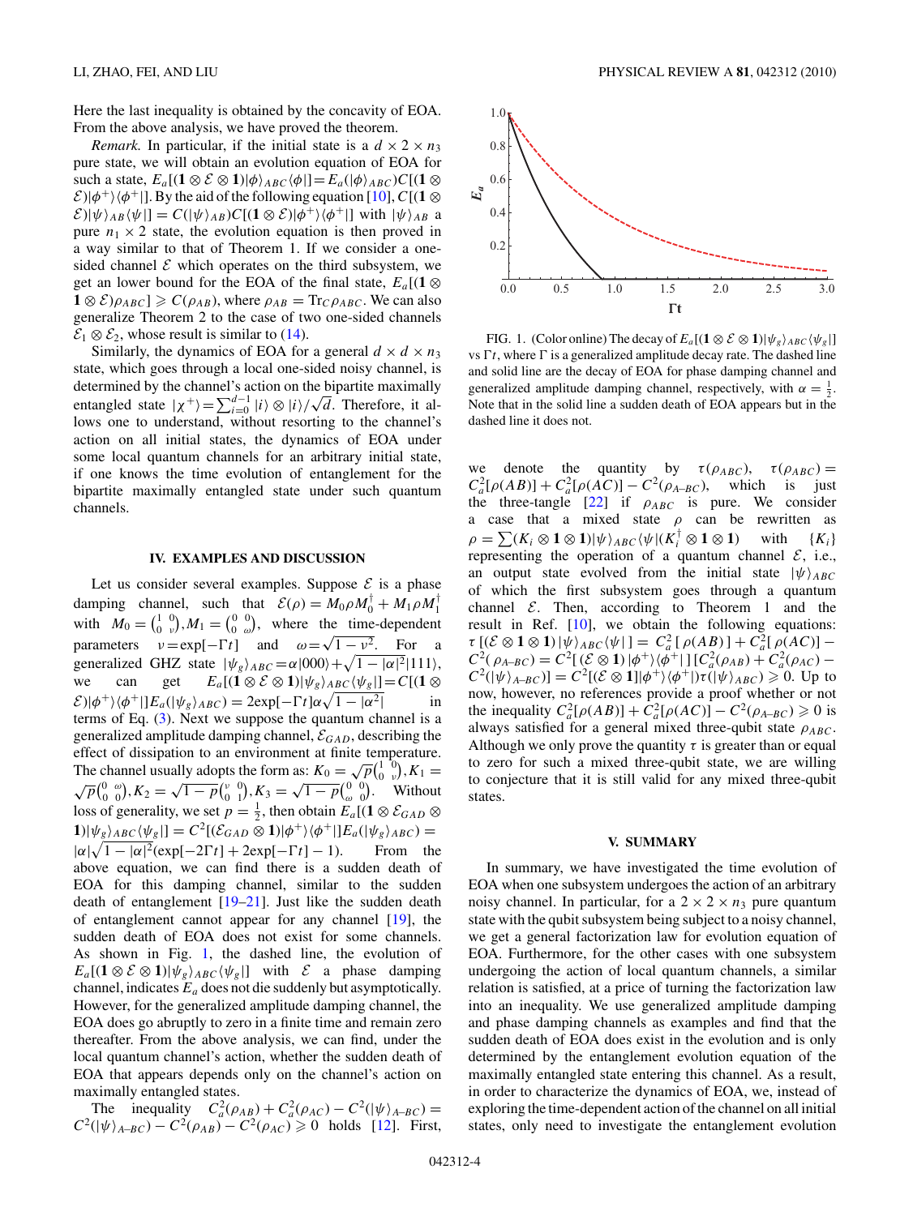Here the last inequality is obtained by the concavity of EOA. From the above analysis, we have proved the theorem.

*Remark.* In particular, if the initial state is a $d \times 2 \times n_3$ pure state, we will obtain an evolution equation of EOA for such a state, $E_a[(\mathbf{1} \otimes \mathcal{E} \otimes \mathbf{1})|\phi\rangle_{ABC}\langle\phi|] = E_a(|\phi\rangle_{ABC})C[(\mathbf{1} \otimes \mathcal{E})|\phi^+\rangle\langle\phi^+|]$. By the aid of the following equation [10], $C[(\mathbf{1} \otimes \mathcal{E})|\psi\rangle_{AB}\langle\psi|] = C(|\psi\rangle_{AB})C[(\mathbf{1} \otimes \mathcal{E})|\phi^+\rangle\langle\phi^+|]$ with $|\psi\rangle_{AB}$ a pure $n_1 \times 2$ state, the evolution equation is then proved in a way similar to that of Theorem 1. If we consider a one-sided channel $\mathcal{E}$ which operates on the third subsystem, we get an lower bound for the EOA of the final state, $E_a[(\mathbf{1} \otimes \mathbf{1} \otimes \mathcal{E})\rho_{ABC}] \geqslant C(\rho_{AB})$, where $\rho_{AB} = \mathrm{Tr}_C \rho_{ABC}$. We can also generalize Theorem 2 to the case of two one-sided channels $\mathcal{E}_1 \otimes \mathcal{E}_2$, whose result is similar to (14).

Similarly, the dynamics of EOA for a general $d \times d \times n_3$ state, which goes through a local one-sided noisy channel, is determined by the channel's action on the bipartite maximally entangled state $|\chi^+\rangle = \sum_{i=0}^{d-1} |i\rangle \otimes |i\rangle/\sqrt{d}$. Therefore, it allows one to understand, without resorting to the channel's action on all initial states, the dynamics of EOA under some local quantum channels for an arbitrary initial state, if one knows the time evolution of entanglement for the bipartite maximally entangled state under such quantum channels.

## IV. EXAMPLES AND DISCUSSION

Let us consider several examples. Suppose $\mathcal{E}$ is a phase damping channel, such that $\mathcal{E}(\rho) = M_0\rho M_0^\dagger + M_1\rho M_1^\dagger$ with $M_0 = \begin{pmatrix} 1 & 0 \\ 0 & \nu \end{pmatrix}, M_1 = \begin{pmatrix} 0 & 0 \\ 0 & \omega \end{pmatrix}$, where the time-dependent parameters $\nu = \exp[-\Gamma t]$ and $\omega = \sqrt{1 - \nu^2}$. For a generalized GHZ state $|\psi_g\rangle_{ABC} = \alpha|000\rangle + \sqrt{1 - |\alpha|^2}|111\rangle$, we can get $E_a[(\mathbf{1} \otimes \mathcal{E} \otimes \mathbf{1})|\psi_g\rangle_{ABC}\langle\psi_g|] = C[(\mathbf{1} \otimes \mathcal{E})|\phi^+\rangle\langle\phi^+|]E_a(|\psi_g\rangle_{ABC}) = 2\exp[-\Gamma t]\alpha\sqrt{1 - |\alpha^2|}$ in terms of Eq. (3). Next we suppose the quantum channel is a generalized amplitude damping channel, $\mathcal{E}_{GAD}$, describing the effect of dissipation to an environment at finite temperature. The channel usually adopts the form as: $K_0 = \sqrt{p}\begin{pmatrix} 1 & 0 \\ 0 & \nu \end{pmatrix}, K_1 = \sqrt{p}\begin{pmatrix} 0 & \omega \\ 0 & 0 \end{pmatrix}, K_2 = \sqrt{1-p}\begin{pmatrix} \nu & 0 \\ 0 & 1 \end{pmatrix}, K_3 = \sqrt{1-p}\begin{pmatrix} 0 & 0 \\ \omega & 0 \end{pmatrix}$. Without loss of generality, we set $p = \frac{1}{2}$, then obtain $E_a[(\mathbf{1} \otimes \mathcal{E}_{GAD} \otimes \mathbf{1})|\psi_g\rangle_{ABC}\langle\psi_g|] = C^2[(\mathcal{E}_{GAD} \otimes \mathbf{1})|\phi^+\rangle\langle\phi^+|]E_a(|\psi_g\rangle_{ABC}) = |\alpha|\sqrt{1 - |\alpha|^2}(\exp[-2\Gamma t] + 2\exp[-\Gamma t] - 1)$. From the above equation, we can find there is a sudden death of EOA for this damping channel, similar to the sudden death of entanglement [19–21]. Just like the sudden death of entanglement cannot appear for any channel [19], the sudden death of EOA does not exist for some channels. As shown in Fig. 1, the dashed line, the evolution of $E_a[(\mathbf{1} \otimes \mathcal{E} \otimes \mathbf{1})|\psi_g\rangle_{ABC}\langle\psi_g|]$ with $\mathcal{E}$ a phase damping channel, indicates $E_a$ does not die suddenly but asymptotically. However, for the generalized amplitude damping channel, the EOA does go abruptly to zero in a finite time and remain zero thereafter. From the above analysis, we can find, under the local quantum channel's action, whether the sudden death of EOA that appears depends only on the channel's action on maximally entangled states.

The inequality $C_a^2(\rho_{AB}) + C_a^2(\rho_{AC}) - C^2(|\psi\rangle_{A\text{-}BC}) = C^2(|\psi\rangle_{A\text{-}BC}) - C^2(\rho_{AB}) - C^2(\rho_{AC}) \geqslant 0$ holds [12]. First,

FIG. 1. (Color online) The decay of $E_a[(\mathbf{1} \otimes \mathcal{E} \otimes \mathbf{1})|\psi_g\rangle_{ABC}\langle\psi_g|]$ vs $\Gamma t$, where $\Gamma$ is a generalized amplitude decay rate. The dashed line and solid line are the decay of EOA for phase damping channel and generalized amplitude damping channel, respectively, with $\alpha = \frac{1}{2}$. Note that in the solid line a sudden death of EOA appears but in the dashed line it does not.

we denote the quantity by $\tau(\rho_{ABC})$, $\tau(\rho_{ABC}) = C_a^2[\rho(AB)] + C_a^2[\rho(AC)] - C^2(\rho_{A\text{-}BC})$, which is just the three-tangle [22] if $\rho_{ABC}$ is pure. We consider a case that a mixed state $\rho$ can be rewritten as $\rho = \sum(K_i \otimes \mathbf{1} \otimes \mathbf{1})|\psi\rangle_{ABC}\langle\psi|(K_i^\dagger \otimes \mathbf{1} \otimes \mathbf{1})$ with $\{K_i\}$ representing the operation of a quantum channel $\mathcal{E}$, i.e., an output state evolved from the initial state $|\psi\rangle_{ABC}$ of which the first subsystem goes through a quantum channel $\mathcal{E}$. Then, according to Theorem 1 and the result in Ref. [10], we obtain the following equations: $\tau\,[(\mathcal{E} \otimes \mathbf{1} \otimes \mathbf{1})|\psi\rangle_{ABC}\langle\psi|] = C_a^2[\rho(AB)] + C_a^2[\rho(AC)] - C^2(\rho_{A\text{-}BC}) = C^2[(\mathcal{E} \otimes \mathbf{1})|\phi^+\rangle\langle\phi^+|][C_a^2(\rho_{AB}) + C_a^2(\rho_{AC}) - C^2(|\psi\rangle_{A\text{-}BC})] = C^2[(\mathcal{E} \otimes \mathbf{1})|\phi^+\rangle\langle\phi^+|)\tau(|\psi\rangle_{ABC}) \geqslant 0$. Up to now, however, no references provide a proof whether or not the inequality $C_a^2[\rho(AB)] + C_a^2[\rho(AC)] - C^2(\rho_{A\text{-}BC}) \geqslant 0$ is always satisfied for a general mixed three-qubit state $\rho_{ABC}$. Although we only prove the quantity $\tau$ is greater than or equal to zero for such a mixed three-qubit state, we are willing to conjecture that it is still valid for any mixed three-qubit states.

## V. SUMMARY

In summary, we have investigated the time evolution of EOA when one subsystem undergoes the action of an arbitrary noisy channel. In particular, for a $2 \times 2 \times n_3$ pure quantum state with the qubit subsystem being subject to a noisy channel, we get a general factorization law for evolution equation of EOA. Furthermore, for the other cases with one subsystem undergoing the action of local quantum channels, a similar relation is satisfied, at a price of turning the factorization law into an inequality. We use generalized amplitude damping and phase damping channels as examples and find that the sudden death of EOA does exist in the evolution and is only determined by the entanglement evolution equation of the maximally entangled state entering this channel. As a result, in order to characterize the dynamics of EOA, we, instead of exploring the time-dependent action of the channel on all initial states, only need to investigate the entanglement evolution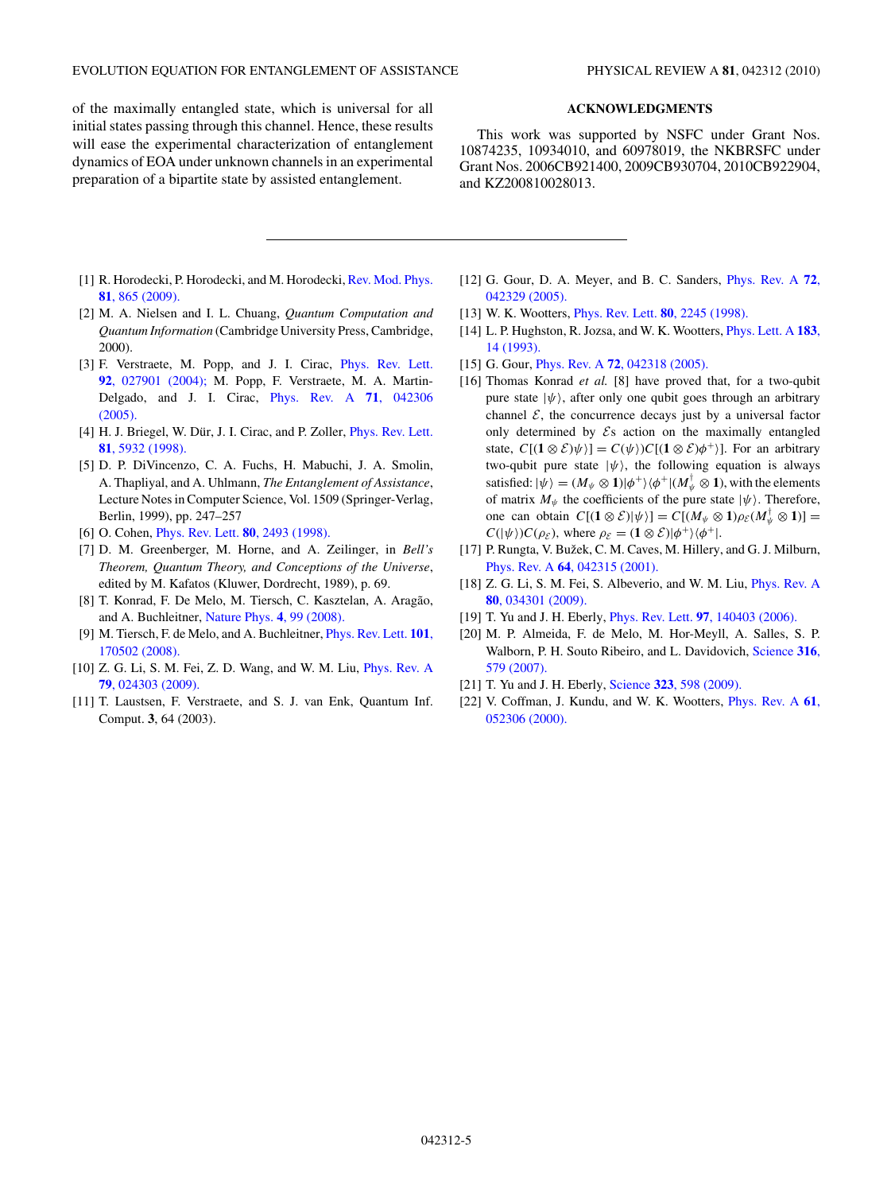of the maximally entangled state, which is universal for all initial states passing through this channel. Hence, these results will ease the experimental characterization of entanglement dynamics of EOA under unknown channels in an experimental preparation of a bipartite state by assisted entanglement.

## ACKNOWLEDGMENTS

This work was supported by NSFC under Grant Nos. 10874235, 10934010, and 60978019, the NKBRSFC under Grant Nos. 2006CB921400, 2009CB930704, 2010CB922904, and KZ200810028013.

---

[1] R. Horodecki, P. Horodecki, and M. Horodecki, Rev. Mod. Phys. **81**, 865 (2009).

[2] M. A. Nielsen and I. L. Chuang, *Quantum Computation and Quantum Information* (Cambridge University Press, Cambridge, 2000).

[3] F. Verstraete, M. Popp, and J. I. Cirac, Phys. Rev. Lett. **92**, 027901 (2004); M. Popp, F. Verstraete, M. A. Martin-Delgado, and J. I. Cirac, Phys. Rev. A **71**, 042306 (2005).

[4] H. J. Briegel, W. Dür, J. I. Cirac, and P. Zoller, Phys. Rev. Lett. **81**, 5932 (1998).

[5] D. P. DiVincenzo, C. A. Fuchs, H. Mabuchi, J. A. Smolin, A. Thapliyal, and A. Uhlmann, *The Entanglement of Assistance*, Lecture Notes in Computer Science, Vol. 1509 (Springer-Verlag, Berlin, 1999), pp. 247–257

[6] O. Cohen, Phys. Rev. Lett. **80**, 2493 (1998).

[7] D. M. Greenberger, M. Horne, and A. Zeilinger, in *Bell's Theorem, Quantum Theory, and Conceptions of the Universe*, edited by M. Kafatos (Kluwer, Dordrecht, 1989), p. 69.

[8] T. Konrad, F. De Melo, M. Tiersch, C. Kasztelan, A. Aragão, and A. Buchleitner, Nature Phys. **4**, 99 (2008).

[9] M. Tiersch, F. de Melo, and A. Buchleitner, Phys. Rev. Lett. **101**, 170502 (2008).

[10] Z. G. Li, S. M. Fei, Z. D. Wang, and W. M. Liu, Phys. Rev. A **79**, 024303 (2009).

[11] T. Laustsen, F. Verstraete, and S. J. van Enk, Quantum Inf. Comput. **3**, 64 (2003).

[12] G. Gour, D. A. Meyer, and B. C. Sanders, Phys. Rev. A **72**, 042329 (2005).

[13] W. K. Wootters, Phys. Rev. Lett. **80**, 2245 (1998).

[14] L. P. Hughston, R. Jozsa, and W. K. Wootters, Phys. Lett. A **183**, 14 (1993).

[15] G. Gour, Phys. Rev. A **72**, 042318 (2005).

[16] Thomas Konrad *et al.* [8] have proved that, for a two-qubit pure state $|\psi\rangle$, after only one qubit goes through an arbitrary channel $\mathcal{E}$, the concurrence decays just by a universal factor only determined by $\mathcal{E}$s action on the maximally entangled state, $C[(\mathbf{1}\otimes\mathcal{E})\psi\rangle] = C(\psi\rangle)C[(\mathbf{1}\otimes\mathcal{E})\phi^{+}\rangle]$. For an arbitrary two-qubit pure state $|\psi\rangle$, the following equation is always satisfied: $|\psi\rangle = (M_\psi\otimes\mathbf{1})|\phi^{+}\rangle\langle\phi^{+}|(M_\psi^{\dagger}\otimes\mathbf{1})$, with the elements of matrix $M_\psi$ the coefficients of the pure state $|\psi\rangle$. Therefore, one can obtain $C[(\mathbf{1}\otimes\mathcal{E})|\psi\rangle] = C[(M_\psi\otimes\mathbf{1})\rho_{\mathcal{E}}(M_\psi^{\dagger}\otimes\mathbf{1})] = C(|\psi\rangle)C(\rho_{\mathcal{E}})$, where $\rho_{\mathcal{E}} = (\mathbf{1}\otimes\mathcal{E})|\phi^{+}\rangle\langle\phi^{+}|$.

[17] P. Rungta, V. Bužek, C. M. Caves, M. Hillery, and G. J. Milburn, Phys. Rev. A **64**, 042315 (2001).

[18] Z. G. Li, S. M. Fei, S. Albeverio, and W. M. Liu, Phys. Rev. A **80**, 034301 (2009).

[19] T. Yu and J. H. Eberly, Phys. Rev. Lett. **97**, 140403 (2006).

[20] M. P. Almeida, F. de Melo, M. Hor-Meyll, A. Salles, S. P. Walborn, P. H. Souto Ribeiro, and L. Davidovich, Science **316**, 579 (2007).

[21] T. Yu and J. H. Eberly, Science **323**, 598 (2009).

[22] V. Coffman, J. Kundu, and W. K. Wootters, Phys. Rev. A **61**, 052306 (2000).